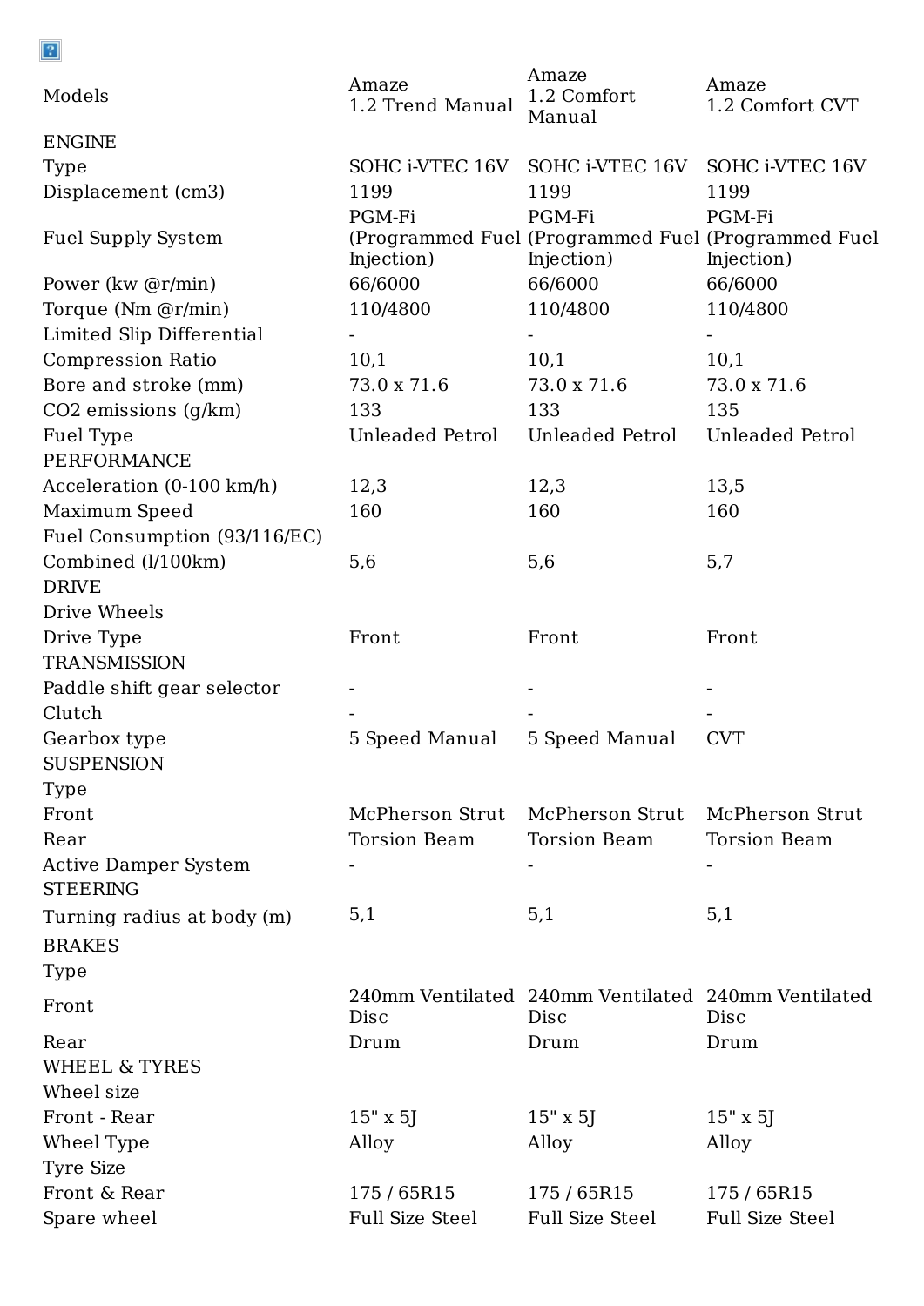| Models | Amaze 1.2 Trend Manual | Amaze 1.2 Comfort Manual | Amaze 1.2 Comfort CVT |
|---|---|---|---|
| ENGINE | | | |
| Type | SOHC i-VTEC 16V | SOHC i-VTEC 16V | SOHC i-VTEC 16V |
| Displacement (cm3) | 1199 | 1199 | 1199 |
| Fuel Supply System | PGM-Fi (Programmed Fuel Injection) | PGM-Fi (Programmed Fuel Injection) | PGM-Fi (Programmed Fuel Injection) |
| Power (kw @r/min) | 66/6000 | 66/6000 | 66/6000 |
| Torque (Nm @r/min) | 110/4800 | 110/4800 | 110/4800 |
| Limited Slip Differential | - | - | - |
| Compression Ratio | 10,1 | 10,1 | 10,1 |
| Bore and stroke (mm) | 73.0 x 71.6 | 73.0 x 71.6 | 73.0 x 71.6 |
| CO2 emissions (g/km) | 133 | 133 | 135 |
| Fuel Type | Unleaded Petrol | Unleaded Petrol | Unleaded Petrol |
| PERFORMANCE | | | |
| Acceleration (0-100 km/h) | 12,3 | 12,3 | 13,5 |
| Maximum Speed | 160 | 160 | 160 |
| Fuel Consumption (93/116/EC) | | | |
| Combined (l/100km) | 5,6 | 5,6 | 5,7 |
| DRIVE | | | |
| Drive Wheels | | | |
| Drive Type | Front | Front | Front |
| TRANSMISSION | | | |
| Paddle shift gear selector | - | - | - |
| Clutch | - | - | - |
| Gearbox type | 5 Speed Manual | 5 Speed Manual | CVT |
| SUSPENSION | | | |
| Type | | | |
| Front | McPherson Strut | McPherson Strut | McPherson Strut |
| Rear | Torsion Beam | Torsion Beam | Torsion Beam |
| Active Damper System | - | - | - |
| STEERING | | | |
| Turning radius at body (m) | 5,1 | 5,1 | 5,1 |
| BRAKES | | | |
| Type | | | |
| Front | 240mm Ventilated Disc | 240mm Ventilated Disc | 240mm Ventilated Disc |
| Rear | Drum | Drum | Drum |
| WHEEL & TYRES | | | |
| Wheel size | | | |
| Front - Rear | 15" x 5J | 15" x 5J | 15" x 5J |
| Wheel Type | Alloy | Alloy | Alloy |
| Tyre Size | | | |
| Front & Rear | 175 / 65R15 | 175 / 65R15 | 175 / 65R15 |
| Spare wheel | Full Size Steel | Full Size Steel | Full Size Steel |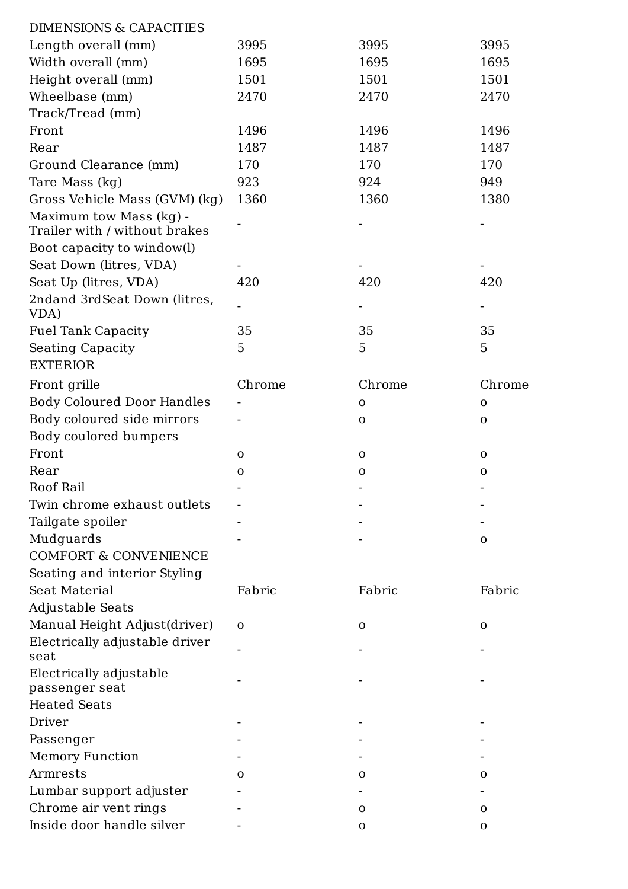| DIMENSIONS & CAPACITIES | | | |
|---|---|---|---|
| Length overall (mm) | 3995 | 3995 | 3995 |
| Width overall (mm) | 1695 | 1695 | 1695 |
| Height overall (mm) | 1501 | 1501 | 1501 |
| Wheelbase (mm) | 2470 | 2470 | 2470 |
| Track/Tread (mm) | | | |
| Front | 1496 | 1496 | 1496 |
| Rear | 1487 | 1487 | 1487 |
| Ground Clearance (mm) | 170 | 170 | 170 |
| Tare Mass (kg) | 923 | 924 | 949 |
| Gross Vehicle Mass (GVM) (kg) | 1360 | 1360 | 1380 |
| Maximum tow Mass (kg) - Trailer with / without brakes | - | - | - |
| Boot capacity to window(l) | | | |
| Seat Down (litres, VDA) | - | - | - |
| Seat Up (litres, VDA) | 420 | 420 | 420 |
| 2ndand 3rdSeat Down (litres, VDA) | - | - | - |
| Fuel Tank Capacity | 35 | 35 | 35 |
| Seating Capacity | 5 | 5 | 5 |
| EXTERIOR | | | |
| Front grille | Chrome | Chrome | Chrome |
| Body Coloured Door Handles | - | o | o |
| Body coloured side mirrors | - | o | o |
| Body coulored bumpers | | | |
| Front | o | o | o |
| Rear | o | o | o |
| Roof Rail | - | - | - |
| Twin chrome exhaust outlets | - | - | - |
| Tailgate spoiler | - | - | - |
| Mudguards | - | - | o |
| COMFORT & CONVENIENCE | | | |
| Seating and interior Styling | | | |
| Seat Material | Fabric | Fabric | Fabric |
| Adjustable Seats | | | |
| Manual Height Adjust(driver) | o | o | o |
| Electrically adjustable driver seat | - | - | - |
| Electrically adjustable passenger seat | - | - | - |
| Heated Seats | | | |
| Driver | - | - | - |
| Passenger | - | - | - |
| Memory Function | - | - | - |
| Armrests | o | o | o |
| Lumbar support adjuster | - | - | - |
| Chrome air vent rings | - | o | o |
| Inside door handle silver | - | o | o |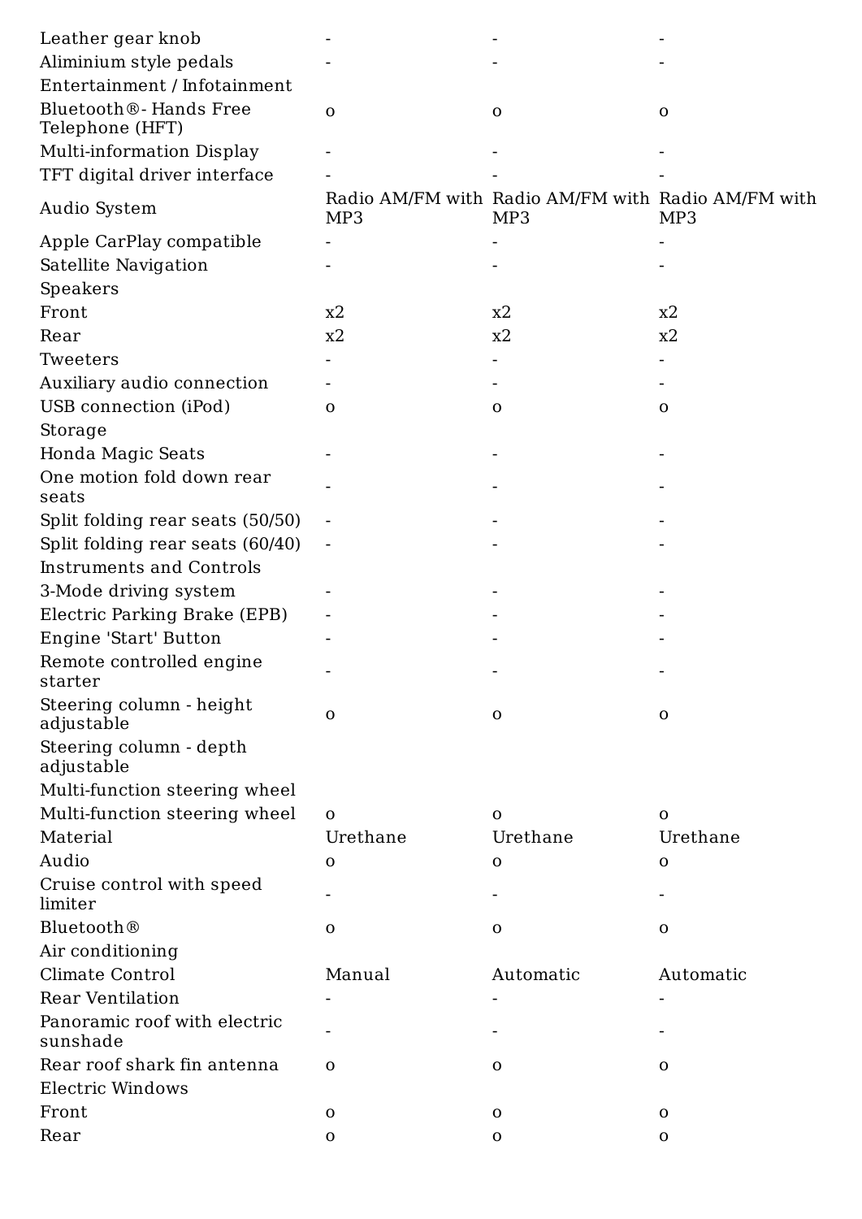| | | | |
|---|---|---|---|
| Leather gear knob | - | - | - |
| Aliminium style pedals | - | - | - |
| Entertainment / Infotainment | | | |
| Bluetooth®- Hands Free Telephone (HFT) | o | o | o |
| Multi-information Display | - | - | - |
| TFT digital driver interface | - | - | - |
| Audio System | Radio AM/FM with MP3 | Radio AM/FM with MP3 | Radio AM/FM with MP3 |
| Apple CarPlay compatible | - | - | - |
| Satellite Navigation | - | - | - |
| Speakers | | | |
| Front | x2 | x2 | x2 |
| Rear | x2 | x2 | x2 |
| Tweeters | - | - | - |
| Auxiliary audio connection | - | - | - |
| USB connection (iPod) | o | o | o |
| Storage | | | |
| Honda Magic Seats | - | - | - |
| One motion fold down rear seats | - | - | - |
| Split folding rear seats (50/50) | - | - | - |
| Split folding rear seats (60/40) | - | - | - |
| Instruments and Controls | | | |
| 3-Mode driving system | - | - | - |
| Electric Parking Brake (EPB) | - | - | - |
| Engine 'Start' Button | - | - | - |
| Remote controlled engine starter | - | - | - |
| Steering column - height adjustable | o | o | o |
| Steering column - depth adjustable | | | |
| Multi-function steering wheel | | | |
| Multi-function steering wheel | o | o | o |
| Material | Urethane | Urethane | Urethane |
| Audio | o | o | o |
| Cruise control with speed limiter | - | - | - |
| Bluetooth® | o | o | o |
| Air conditioning | | | |
| Climate Control | Manual | Automatic | Automatic |
| Rear Ventilation | - | - | - |
| Panoramic roof with electric sunshade | - | - | - |
| Rear roof shark fin antenna | o | o | o |
| Electric Windows | | | |
| Front | o | o | o |
| Rear | o | o | o |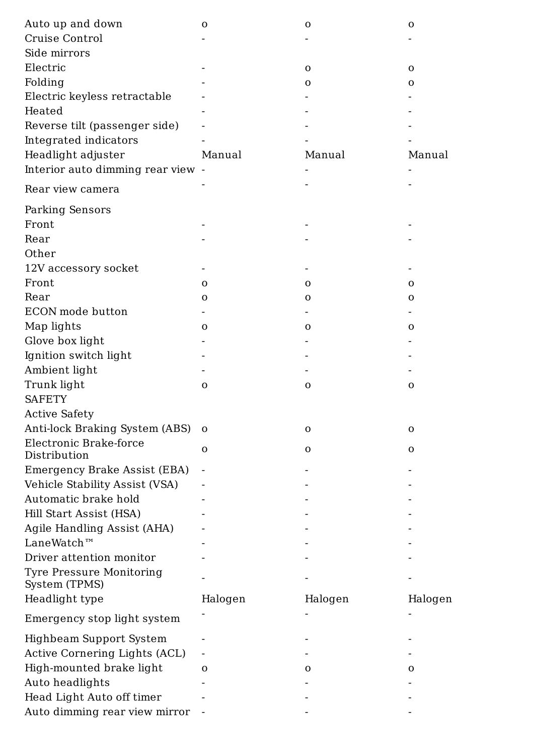| | | | |
|---|---|---|---|
| Auto up and down | o | o | o |
| Cruise Control | - | - | - |
| Side mirrors | | | |
| Electric | - | o | o |
| Folding | - | o | o |
| Electric keyless retractable | - | - | - |
| Heated | - | - | - |
| Reverse tilt (passenger side) | - | - | - |
| Integrated indicators | - | - | - |
| Headlight adjuster | Manual | Manual | Manual |
| Interior auto dimming rear view | - | - | - |
| Rear view camera | - | - | - |
| Parking Sensors | | | |
| Front | - | - | - |
| Rear | - | - | - |
| Other | | | |
| 12V accessory socket | - | - | - |
| Front | o | o | o |
| Rear | o | o | o |
| ECON mode button | - | - | - |
| Map lights | o | o | o |
| Glove box light | - | - | - |
| Ignition switch light | - | - | - |
| Ambient light | - | - | - |
| Trunk light | o | o | o |
| SAFETY | | | |
| Active Safety | | | |
| Anti-lock Braking System (ABS) | o | o | o |
| Electronic Brake-force Distribution | o | o | o |
| Emergency Brake Assist (EBA) | - | - | - |
| Vehicle Stability Assist (VSA) | - | - | - |
| Automatic brake hold | - | - | - |
| Hill Start Assist (HSA) | - | - | - |
| Agile Handling Assist (AHA) | - | - | - |
| LaneWatch™ | - | - | - |
| Driver attention monitor | - | - | - |
| Tyre Pressure Monitoring System (TPMS) | - | - | - |
| Headlight type | Halogen | Halogen | Halogen |
| Emergency stop light system | - | - | - |
| Highbeam Support System | - | - | - |
| Active Cornering Lights (ACL) | - | - | - |
| High-mounted brake light | o | o | o |
| Auto headlights | - | - | - |
| Head Light Auto off timer | - | - | - |
| Auto dimming rear view mirror | - | - | - |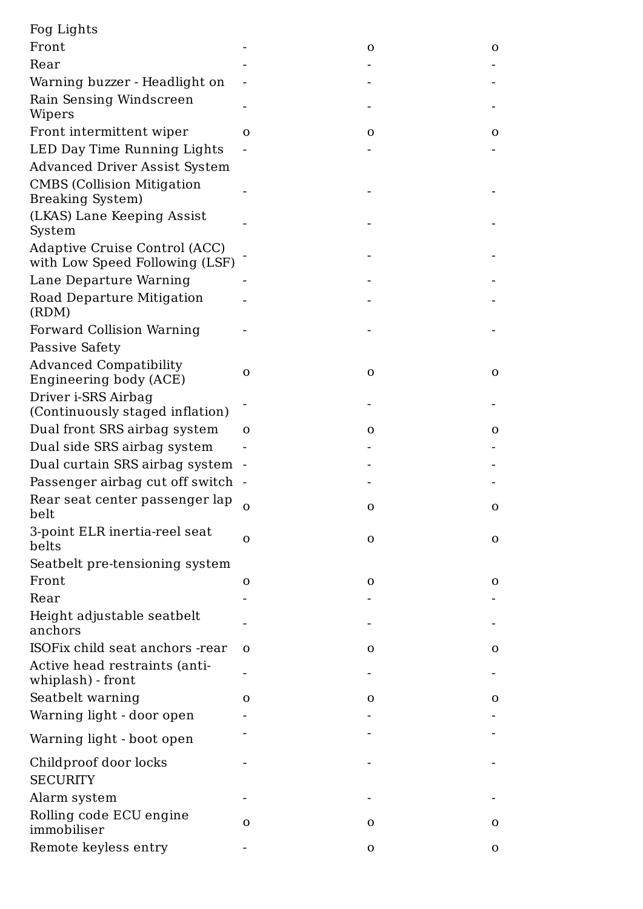| | | | |
|---|---|---|---|
| Fog Lights | | | |
| Front | - | o | o |
| Rear | - | - | - |
| Warning buzzer - Headlight on | - | - | - |
| Rain Sensing Windscreen Wipers | - | - | - |
| Front intermittent wiper | o | o | o |
| LED Day Time Running Lights | - | - | - |
| Advanced Driver Assist System | | | |
| CMBS (Collision Mitigation Breaking System) | - | - | - |
| (LKAS) Lane Keeping Assist System | - | - | - |
| Adaptive Cruise Control (ACC) with Low Speed Following (LSF) | - | - | - |
| Lane Departure Warning | - | - | - |
| Road Departure Mitigation (RDM) | - | - | - |
| Forward Collision Warning | - | - | - |
| Passive Safety | | | |
| Advanced Compatibility Engineering body (ACE) | o | o | o |
| Driver i-SRS Airbag (Continuously staged inflation) | - | - | - |
| Dual front SRS airbag system | o | o | o |
| Dual side SRS airbag system | - | - | - |
| Dual curtain SRS airbag system | - | - | - |
| Passenger airbag cut off switch | - | - | - |
| Rear seat center passenger lap belt | o | o | o |
| 3-point ELR inertia-reel seat belts | o | o | o |
| Seatbelt pre-tensioning system | | | |
| Front | o | o | o |
| Rear | - | - | - |
| Height adjustable seatbelt anchors | - | - | - |
| ISOFix child seat anchors -rear | o | o | o |
| Active head restraints (anti-whiplash) - front | - | - | - |
| Seatbelt warning | o | o | o |
| Warning light - door open | - | - | - |
| Warning light - boot open | - | - | - |
| Childproof door locks | - | - | - |
| SECURITY | | | |
| Alarm system | - | - | - |
| Rolling code ECU engine immobiliser | o | o | o |
| Remote keyless entry | - | o | o |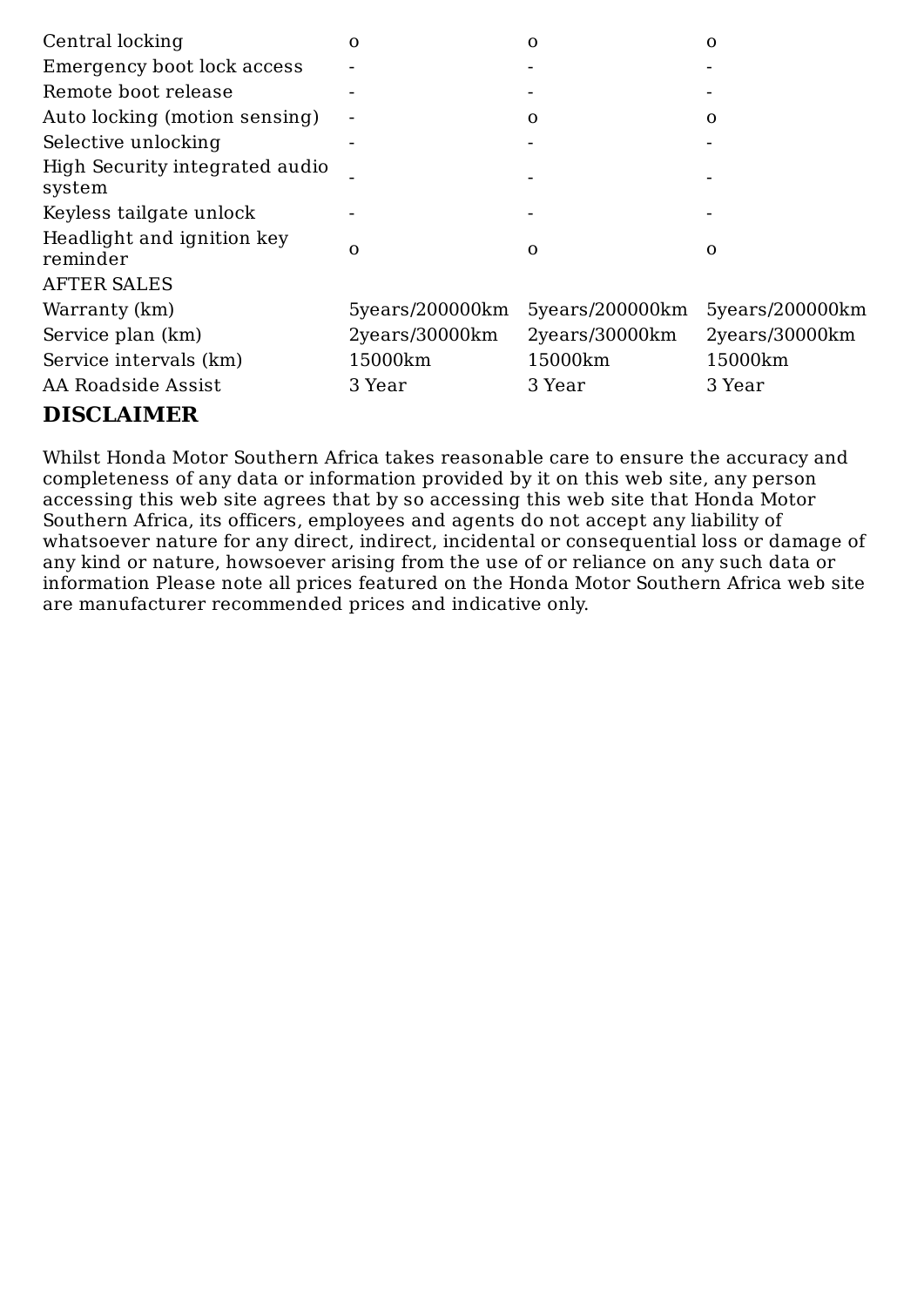| | | | |
|---|---|---|---|
| Central locking | o | o | o |
| Emergency boot lock access | - | - | - |
| Remote boot release | - | - | - |
| Auto locking (motion sensing) | - | o | o |
| Selective unlocking | - | - | - |
| High Security integrated audio system | - | - | - |
| Keyless tailgate unlock | - | - | - |
| Headlight and ignition key reminder | o | o | o |
| AFTER SALES | | | |
| Warranty (km) | 5years/200000km | 5years/200000km | 5years/200000km |
| Service plan (km) | 2years/30000km | 2years/30000km | 2years/30000km |
| Service intervals (km) | 15000km | 15000km | 15000km |
| AA Roadside Assist | 3 Year | 3 Year | 3 Year |

## DISCLAIMER

Whilst Honda Motor Southern Africa takes reasonable care to ensure the accuracy and completeness of any data or information provided by it on this web site, any person accessing this web site agrees that by so accessing this web site that Honda Motor Southern Africa, its officers, employees and agents do not accept any liability of whatsoever nature for any direct, indirect, incidental or consequential loss or damage of any kind or nature, howsoever arising from the use of or reliance on any such data or information Please note all prices featured on the Honda Motor Southern Africa web site are manufacturer recommended prices and indicative only.